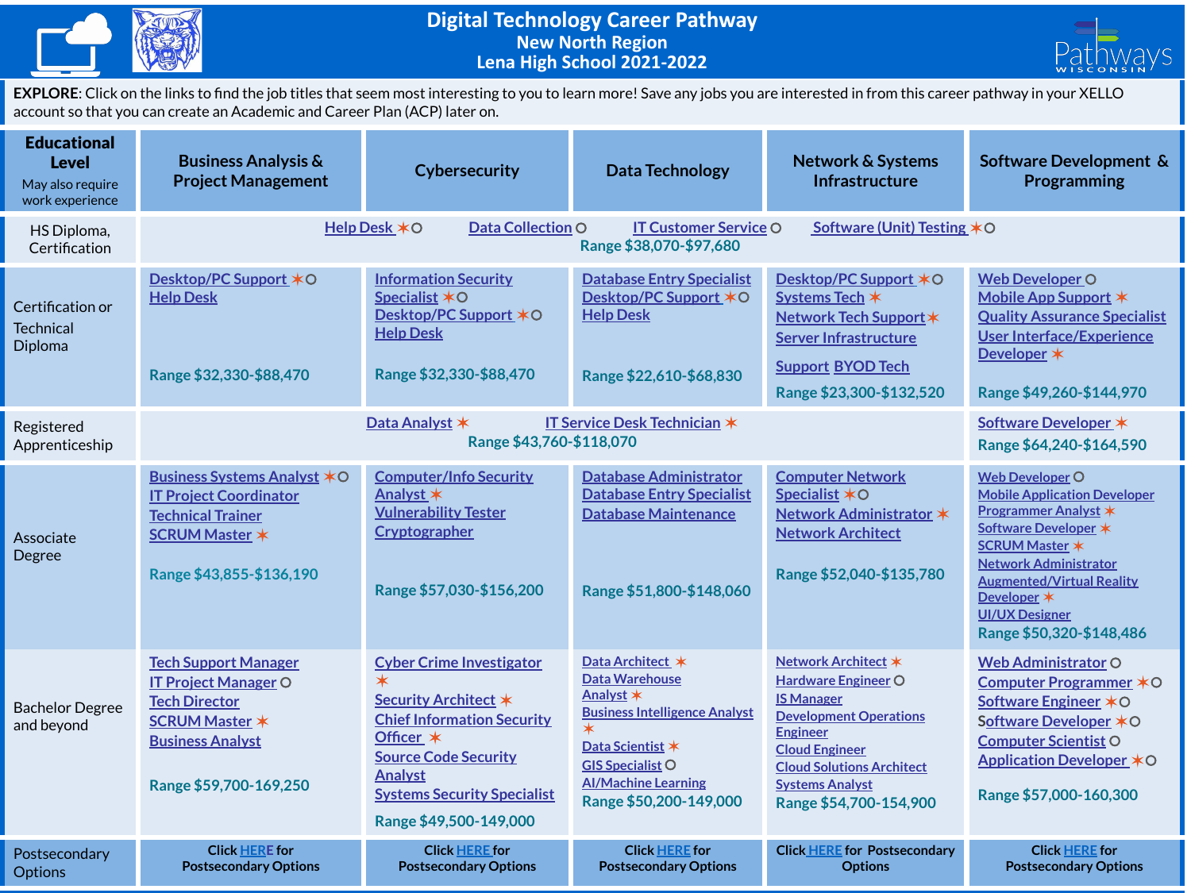# Digital Technology Career Pathway
## New North Region
## Lena High School 2021-2022

**EXPLORE**: Click on the links to find the job titles that seem most interesting to you to learn more! Save any jobs you are interested in from this career pathway in your XELLO account so that you can create an Academic and Career Plan (ACP) later on.

| **Educational Level** May also require work experience | **Business Analysis & Project Management** | **Cybersecurity** | **Data Technology** | **Network & Systems Infrastructure** | **Software Development & Programming** |
|---|---|---|---|---|---|
| HS Diploma, Certification | Help Desk ✶○ Data Collection ○ IT Customer Service ○ Software (Unit) Testing ✶○ Range $38,070-$97,680 | | | | |
| Certification or Technical Diploma | Desktop/PC Support ✶○<br>Help Desk<br>Range $32,330-$88,470 | Information Security Specialist ✶○<br>Desktop/PC Support ✶○<br>Help Desk<br>Range $32,330-$88,470 | Database Entry Specialist<br>Desktop/PC Support ✶○<br>Help Desk<br>Range $22,610-$68,830 | Desktop/PC Support ✶○<br>Systems Tech ✶<br>Network Tech Support ✶<br>Server Infrastructure<br>Support BYOD Tech<br>Range $23,300-$132,520 | Web Developer ○<br>Mobile App Support ✶<br>Quality Assurance Specialist<br>User Interface/Experience Developer ✶<br>Range $49,260-$144,970 |
| Registered Apprenticeship | Data Analyst ✶ IT Service Desk Technician ✶ Range $43,760-$118,070 | | | | Software Developer ✶<br>Range $64,240-$164,590 |
| Associate Degree | Business Systems Analyst ✶○<br>IT Project Coordinator<br>Technical Trainer<br>SCRUM Master ✶<br>Range $43,855-$136,190 | Computer/Info Security Analyst ✶<br>Vulnerability Tester<br>Cryptographer<br>Range $57,030-$156,200 | Database Administrator<br>Database Entry Specialist<br>Database Maintenance<br>Range $51,800-$148,060 | Computer Network Specialist ✶○<br>Network Administrator ✶<br>Network Architect<br>Range $52,040-$135,780 | Web Developer ○<br>Mobile Application Developer<br>Programmer Analyst ✶<br>Software Developer ✶<br>SCRUM Master ✶<br>Network Administrator<br>Augmented/Virtual Reality Developer ✶<br>UI/UX Designer<br>Range $50,320-$148,486 |
| Bachelor Degree and beyond | Tech Support Manager<br>IT Project Manager ○<br>Tech Director<br>SCRUM Master ✶<br>Business Analyst<br>Range $59,700-169,250 | Cyber Crime Investigator ✶<br>Security Architect ✶<br>Chief Information Security Officer ✶<br>Source Code Security Analyst<br>Systems Security Specialist<br>Range $49,500-149,000 | Data Architect ✶<br>Data Warehouse Analyst ✶<br>Business Intelligence Analyst ✶<br>Data Scientist ✶<br>GIS Specialist ○<br>AI/Machine Learning<br>Range $50,200-149,000 | Network Architect ✶<br>Hardware Engineer ○<br>IS Manager<br>Development Operations Engineer<br>Cloud Engineer<br>Cloud Solutions Architect<br>Systems Analyst<br>Range $54,700-154,900 | Web Administrator ○<br>Computer Programmer ✶○<br>Software Engineer ✶○<br>Software Developer ✶○<br>Computer Scientist ○<br>Application Developer ✶○<br>Range $57,000-160,300 |
| Postsecondary Options | Click HERE for Postsecondary Options | Click HERE for Postsecondary Options | Click HERE for Postsecondary Options | Click HERE for Postsecondary Options | Click HERE for Postsecondary Options |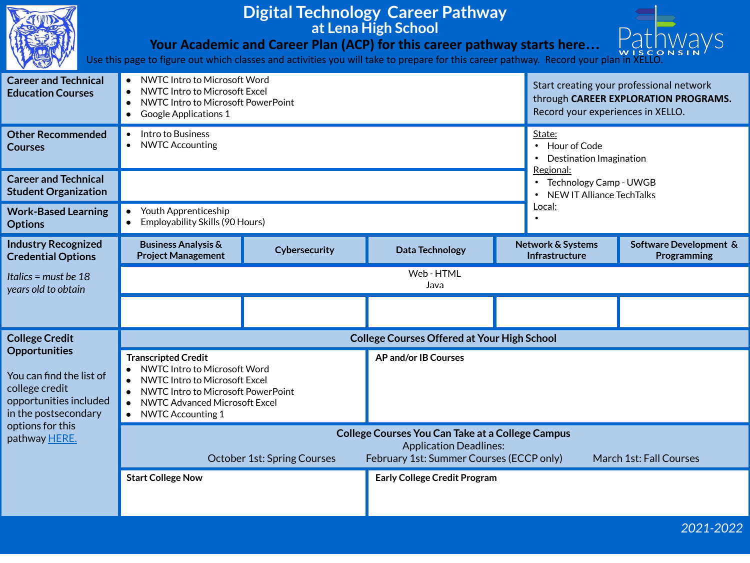# Digital Technology Career Pathway
## at Lena High School

### Your Academic and Career Plan (ACP) for this career pathway starts here…

Use this page to figure out which classes and activities you will take to prepare for this career pathway. Record your plan in XELLO.

**Career and Technical Education Courses**
- NWTC Intro to Microsoft Word
- NWTC Intro to Microsoft Excel
- NWTC Intro to Microsoft PowerPoint
- Google Applications 1

**Other Recommended Courses**
- Intro to Business
- NWTC Accounting

**Career and Technical Student Organization**

**Work-Based Learning Options**
- Youth Apprenticeship
- Employability Skills (90 Hours)

Start creating your professional network through **CAREER EXPLORATION PROGRAMS.** Record your experiences in XELLO.

State:
- Hour of Code
- Destination Imagination

Regional:
- Technology Camp - UWGB
- NEW IT Alliance TechTalks

Local:
-

**Industry Recognized Credential Options**

*Italics = must be 18 years old to obtain*

| Business Analysis & Project Management | Cybersecurity | Data Technology | Network & Systems Infrastructure | Software Development & Programming |
|---|---|---|---|---|
| Web - HTML<br>Java | | | | |
| | | | | |

**College Credit Opportunities**

You can find the list of college credit opportunities included in the postsecondary options for this pathway HERE.

**College Courses Offered at Your High School**

**Transcripted Credit**
- NWTC Intro to Microsoft Word
- NWTC Intro to Microsoft Excel
- NWTC Intro to Microsoft PowerPoint
- NWTC Advanced Microsoft Excel
- NWTC Accounting 1

**AP and/or IB Courses**

**College Courses You Can Take at a College Campus**

Application Deadlines:

October 1st: Spring Courses February 1st: Summer Courses (ECCP only) March 1st: Fall Courses

**Start College Now**

**Early College Credit Program**

*2021-2022*